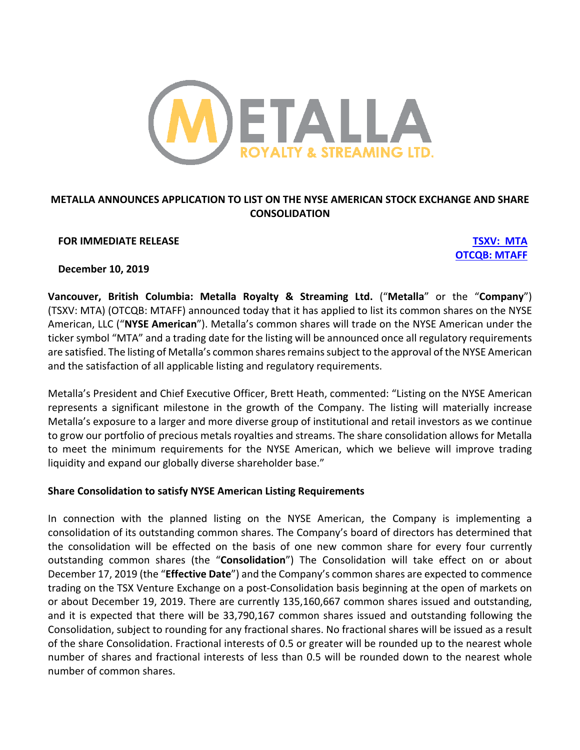METALLA ROYALTY & STREAMING LTD.

# METALLA ANNOUNCES APPLICATION TO LIST ON THE NYSE AMERICAN STOCK EXCHANGE AND SHARE CONSOLIDATION

**FOR IMMEDIATE RELEASE**

**TSXV: MTA**
**OTCQB: MTAFF**

**December 10, 2019**

**Vancouver, British Columbia: Metalla Royalty & Streaming Ltd.** ("**Metalla**" or the "**Company**") (TSXV: MTA) (OTCQB: MTAFF) announced today that it has applied to list its common shares on the NYSE American, LLC ("**NYSE American**"). Metalla's common shares will trade on the NYSE American under the ticker symbol "MTA" and a trading date for the listing will be announced once all regulatory requirements are satisfied. The listing of Metalla's common shares remains subject to the approval of the NYSE American and the satisfaction of all applicable listing and regulatory requirements.

Metalla's President and Chief Executive Officer, Brett Heath, commented: "Listing on the NYSE American represents a significant milestone in the growth of the Company. The listing will materially increase Metalla's exposure to a larger and more diverse group of institutional and retail investors as we continue to grow our portfolio of precious metals royalties and streams. The share consolidation allows for Metalla to meet the minimum requirements for the NYSE American, which we believe will improve trading liquidity and expand our globally diverse shareholder base."

## Share Consolidation to satisfy NYSE American Listing Requirements

In connection with the planned listing on the NYSE American, the Company is implementing a consolidation of its outstanding common shares. The Company's board of directors has determined that the consolidation will be effected on the basis of one new common share for every four currently outstanding common shares (the "**Consolidation**") The Consolidation will take effect on or about December 17, 2019 (the "**Effective Date**") and the Company's common shares are expected to commence trading on the TSX Venture Exchange on a post-Consolidation basis beginning at the open of markets on or about December 19, 2019. There are currently 135,160,667 common shares issued and outstanding, and it is expected that there will be 33,790,167 common shares issued and outstanding following the Consolidation, subject to rounding for any fractional shares. No fractional shares will be issued as a result of the share Consolidation. Fractional interests of 0.5 or greater will be rounded up to the nearest whole number of shares and fractional interests of less than 0.5 will be rounded down to the nearest whole number of common shares.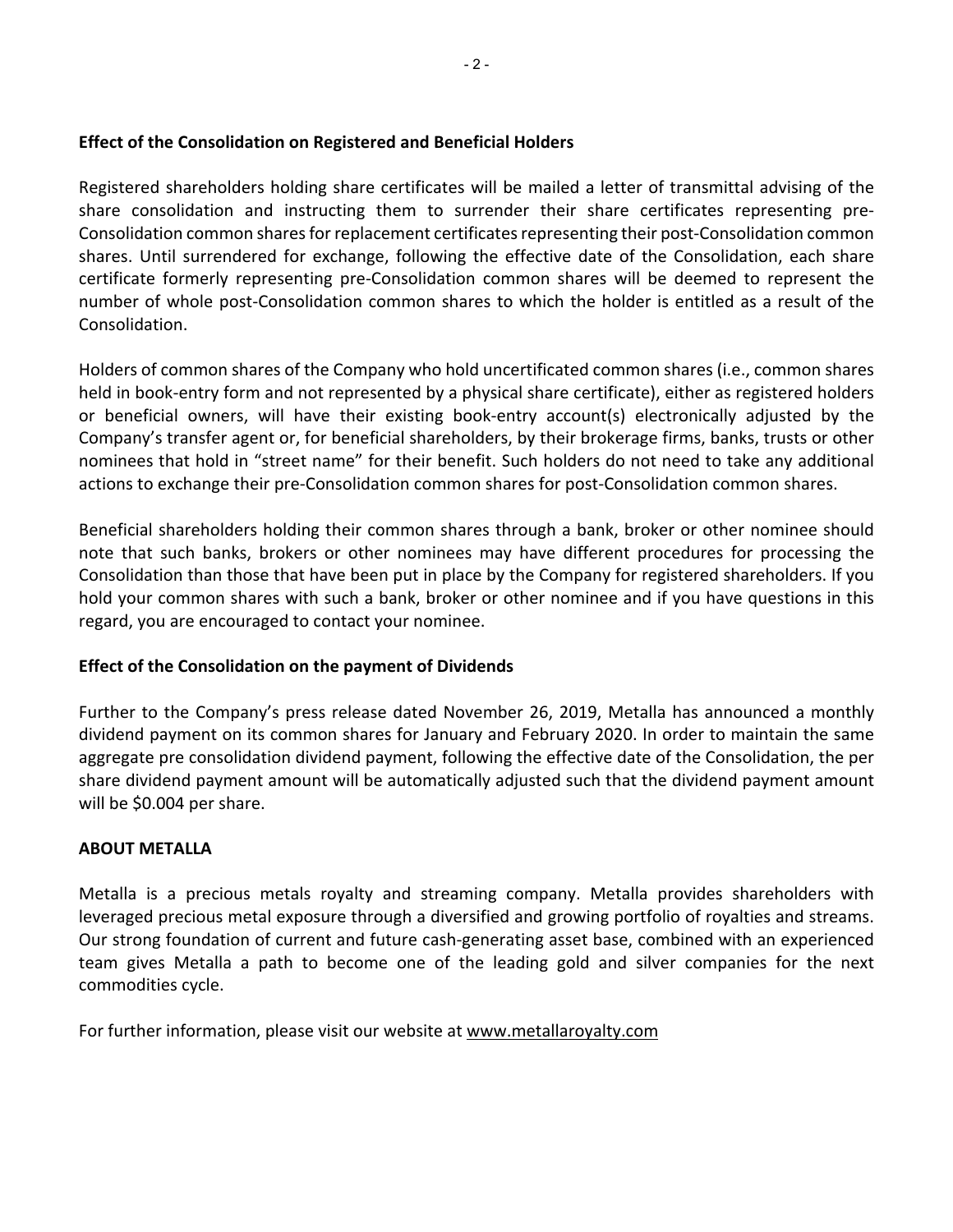**Effect of the Consolidation on Registered and Beneficial Holders**

Registered shareholders holding share certificates will be mailed a letter of transmittal advising of the share consolidation and instructing them to surrender their share certificates representing pre-Consolidation common shares for replacement certificates representing their post-Consolidation common shares. Until surrendered for exchange, following the effective date of the Consolidation, each share certificate formerly representing pre-Consolidation common shares will be deemed to represent the number of whole post-Consolidation common shares to which the holder is entitled as a result of the Consolidation.

Holders of common shares of the Company who hold uncertificated common shares (i.e., common shares held in book-entry form and not represented by a physical share certificate), either as registered holders or beneficial owners, will have their existing book-entry account(s) electronically adjusted by the Company's transfer agent or, for beneficial shareholders, by their brokerage firms, banks, trusts or other nominees that hold in "street name" for their benefit. Such holders do not need to take any additional actions to exchange their pre-Consolidation common shares for post-Consolidation common shares.

Beneficial shareholders holding their common shares through a bank, broker or other nominee should note that such banks, brokers or other nominees may have different procedures for processing the Consolidation than those that have been put in place by the Company for registered shareholders. If you hold your common shares with such a bank, broker or other nominee and if you have questions in this regard, you are encouraged to contact your nominee.

**Effect of the Consolidation on the payment of Dividends**

Further to the Company's press release dated November 26, 2019, Metalla has announced a monthly dividend payment on its common shares for January and February 2020. In order to maintain the same aggregate pre consolidation dividend payment, following the effective date of the Consolidation, the per share dividend payment amount will be automatically adjusted such that the dividend payment amount will be $0.004 per share.

**ABOUT METALLA**

Metalla is a precious metals royalty and streaming company. Metalla provides shareholders with leveraged precious metal exposure through a diversified and growing portfolio of royalties and streams. Our strong foundation of current and future cash-generating asset base, combined with an experienced team gives Metalla a path to become one of the leading gold and silver companies for the next commodities cycle.

For further information, please visit our website at www.metallaroyalty.com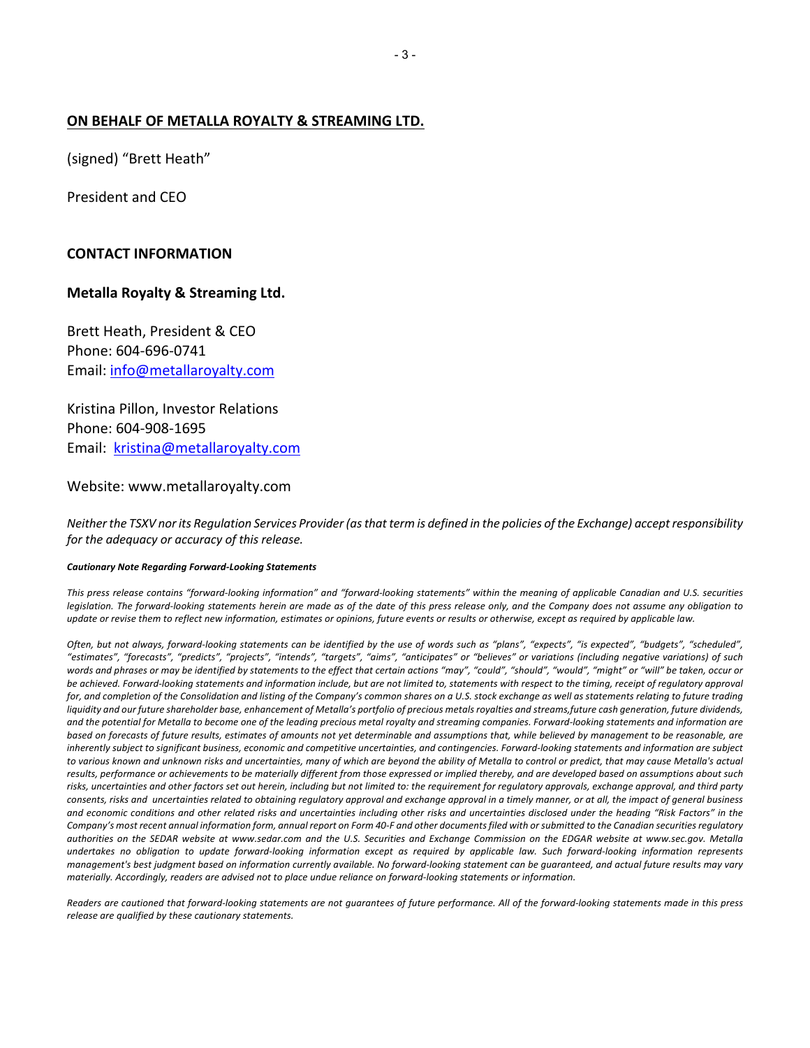**ON BEHALF OF METALLA ROYALTY & STREAMING LTD.**

(signed) "Brett Heath"

President and CEO

## CONTACT INFORMATION

### Metalla Royalty & Streaming Ltd.

Brett Heath, President & CEO
Phone: 604-696-0741
Email: info@metallaroyalty.com

Kristina Pillon, Investor Relations
Phone: 604-908-1695
Email: kristina@metallaroyalty.com

Website: www.metallaroyalty.com

*Neither the TSXV nor its Regulation Services Provider (as that term is defined in the policies of the Exchange) accept responsibility for the adequacy or accuracy of this release.*

***Cautionary Note Regarding Forward-Looking Statements***

*This press release contains "forward-looking information" and "forward-looking statements" within the meaning of applicable Canadian and U.S. securities legislation. The forward-looking statements herein are made as of the date of this press release only, and the Company does not assume any obligation to update or revise them to reflect new information, estimates or opinions, future events or results or otherwise, except as required by applicable law.*

*Often, but not always, forward-looking statements can be identified by the use of words such as "plans", "expects", "is expected", "budgets", "scheduled", "estimates", "forecasts", "predicts", "projects", "intends", "targets", "aims", "anticipates" or "believes" or variations (including negative variations) of such words and phrases or may be identified by statements to the effect that certain actions "may", "could", "should", "would", "might" or "will" be taken, occur or be achieved. Forward-looking statements and information include, but are not limited to, statements with respect to the timing, receipt of regulatory approval for, and completion of the Consolidation and listing of the Company's common shares on a U.S. stock exchange as well as statements relating to future trading liquidity and our future shareholder base, enhancement of Metalla's portfolio of precious metals royalties and streams,future cash generation, future dividends, and the potential for Metalla to become one of the leading precious metal royalty and streaming companies. Forward-looking statements and information are based on forecasts of future results, estimates of amounts not yet determinable and assumptions that, while believed by management to be reasonable, are inherently subject to significant business, economic and competitive uncertainties, and contingencies. Forward-looking statements and information are subject to various known and unknown risks and uncertainties, many of which are beyond the ability of Metalla to control or predict, that may cause Metalla's actual results, performance or achievements to be materially different from those expressed or implied thereby, and are developed based on assumptions about such risks, uncertainties and other factors set out herein, including but not limited to: the requirement for regulatory approvals, exchange approval, and third party consents, risks and uncertainties related to obtaining regulatory approval and exchange approval in a timely manner, or at all, the impact of general business and economic conditions and other related risks and uncertainties including other risks and uncertainties disclosed under the heading "Risk Factors" in the Company's most recent annual information form, annual report on Form 40-F and other documents filed with or submitted to the Canadian securities regulatory authorities on the SEDAR website at www.sedar.com and the U.S. Securities and Exchange Commission on the EDGAR website at www.sec.gov. Metalla undertakes no obligation to update forward-looking information except as required by applicable law. Such forward-looking information represents management's best judgment based on information currently available. No forward-looking statement can be guaranteed, and actual future results may vary materially. Accordingly, readers are advised not to place undue reliance on forward-looking statements or information.*

*Readers are cautioned that forward-looking statements are not guarantees of future performance. All of the forward-looking statements made in this press release are qualified by these cautionary statements.*